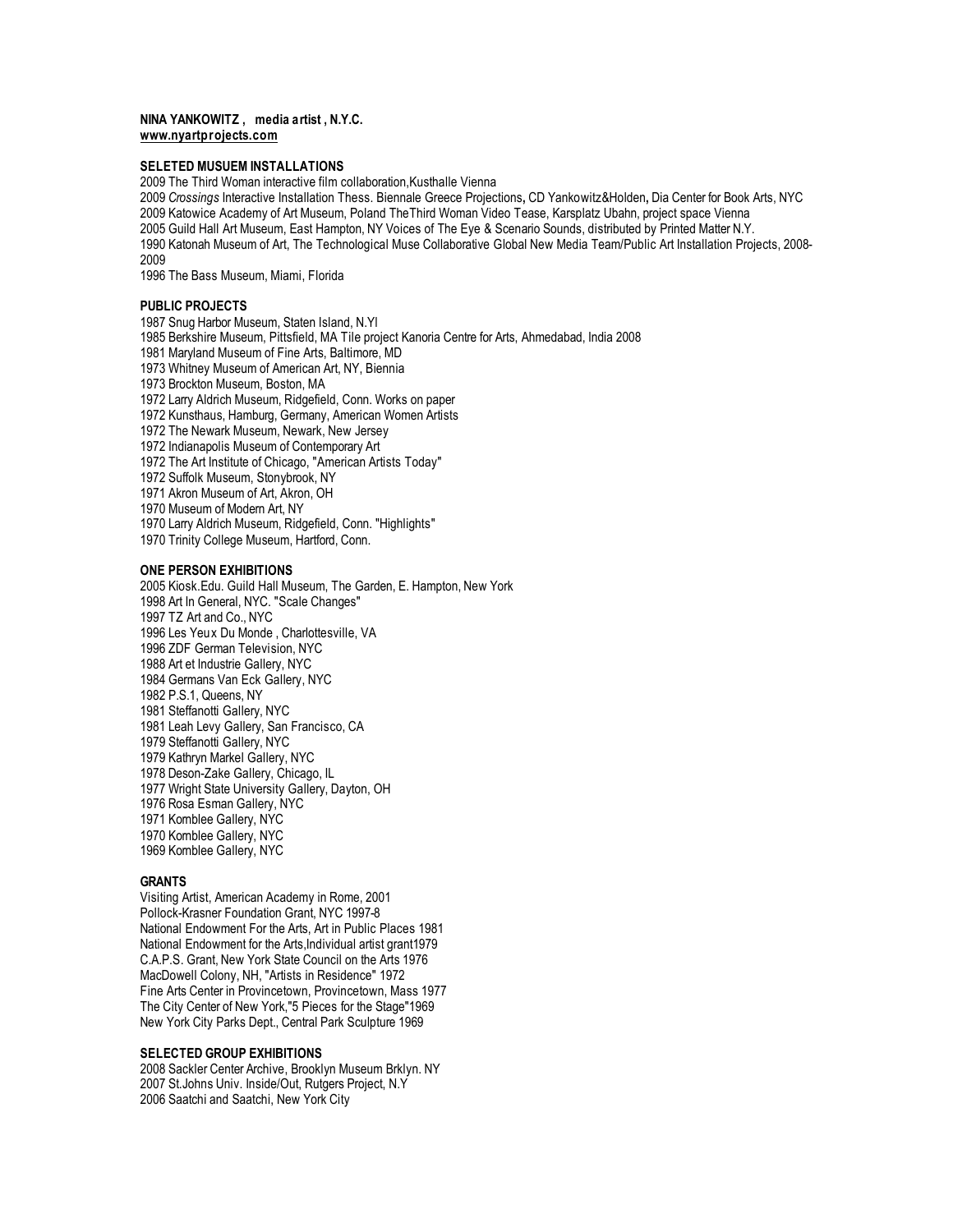**NINA YANKOWITZ , media artist , N.Y.C.**
**www.nyartprojects.com**

**SELETED MUSUEM INSTALLATIONS**

2009 The Third Woman interactive film collaboration,Kusthalle Vienna
2009 *Crossings* Interactive Installation Thess. Biennale Greece Projections**,** CD Yankowitz&Holden**,** Dia Center for Book Arts, NYC
2009 Katowice Academy of Art Museum, Poland TheThird Woman Video Tease, Karsplatz Ubahn, project space Vienna
2005 Guild Hall Art Museum, East Hampton, NY Voices of The Eye & Scenario Sounds, distributed by Printed Matter N.Y.
1990 Katonah Museum of Art, The Technological Muse Collaborative Global New Media Team/Public Art Installation Projects, 2008-2009
1996 The Bass Museum, Miami, Florida

**PUBLIC PROJECTS**

1987 Snug Harbor Museum, Staten Island, N.Yl
1985 Berkshire Museum, Pittsfield, MA Tile project Kanoria Centre for Arts, Ahmedabad, India 2008
1981 Maryland Museum of Fine Arts, Baltimore, MD
1973 Whitney Museum of American Art, NY, Biennia
1973 Brockton Museum, Boston, MA
1972 Larry Aldrich Museum, Ridgefield, Conn. Works on paper
1972 Kunsthaus, Hamburg, Germany, American Women Artists
1972 The Newark Museum, Newark, New Jersey
1972 Indianapolis Museum of Contemporary Art
1972 The Art Institute of Chicago, "American Artists Today"
1972 Suffolk Museum, Stonybrook, NY
1971 Akron Museum of Art, Akron, OH
1970 Museum of Modern Art, NY
1970 Larry Aldrich Museum, Ridgefield, Conn. "Highlights"
1970 Trinity College Museum, Hartford, Conn.

**ONE PERSON EXHIBITIONS**

2005 Kiosk.Edu. Guild Hall Museum, The Garden, E. Hampton, New York
1998 Art In General, NYC. "Scale Changes"
1997 TZ Art and Co., NYC
1996 Les Yeux Du Monde , Charlottesville, VA
1996 ZDF German Television, NYC
1988 Art et Industrie Gallery, NYC
1984 Germans Van Eck Gallery, NYC
1982 P.S.1, Queens, NY
1981 Steffanotti Gallery, NYC
1981 Leah Levy Gallery, San Francisco, CA
1979 Steffanotti Gallery, NYC
1979 Kathryn Markel Gallery, NYC
1978 Deson-Zake Gallery, Chicago, IL
1977 Wright State University Gallery, Dayton, OH
1976 Rosa Esman Gallery, NYC
1971 Kornblee Gallery, NYC
1970 Kornblee Gallery, NYC
1969 Kornblee Gallery, NYC

**GRANTS**

Visiting Artist, American Academy in Rome, 2001
Pollock-Krasner Foundation Grant, NYC 1997-8
National Endowment For the Arts, Art in Public Places 1981
National Endowment for the Arts,Individual artist grant1979
C.A.P.S. Grant, New York State Council on the Arts 1976
MacDowell Colony, NH, "Artists in Residence" 1972
Fine Arts Center in Provincetown, Provincetown, Mass 1977
The City Center of New York,"5 Pieces for the Stage"1969
New York City Parks Dept., Central Park Sculpture 1969

**SELECTED GROUP EXHIBITIONS**

2008 Sackler Center Archive, Brooklyn Museum Brklyn. NY
2007 St.Johns Univ. Inside/Out, Rutgers Project, N.Y
2006 Saatchi and Saatchi, New York City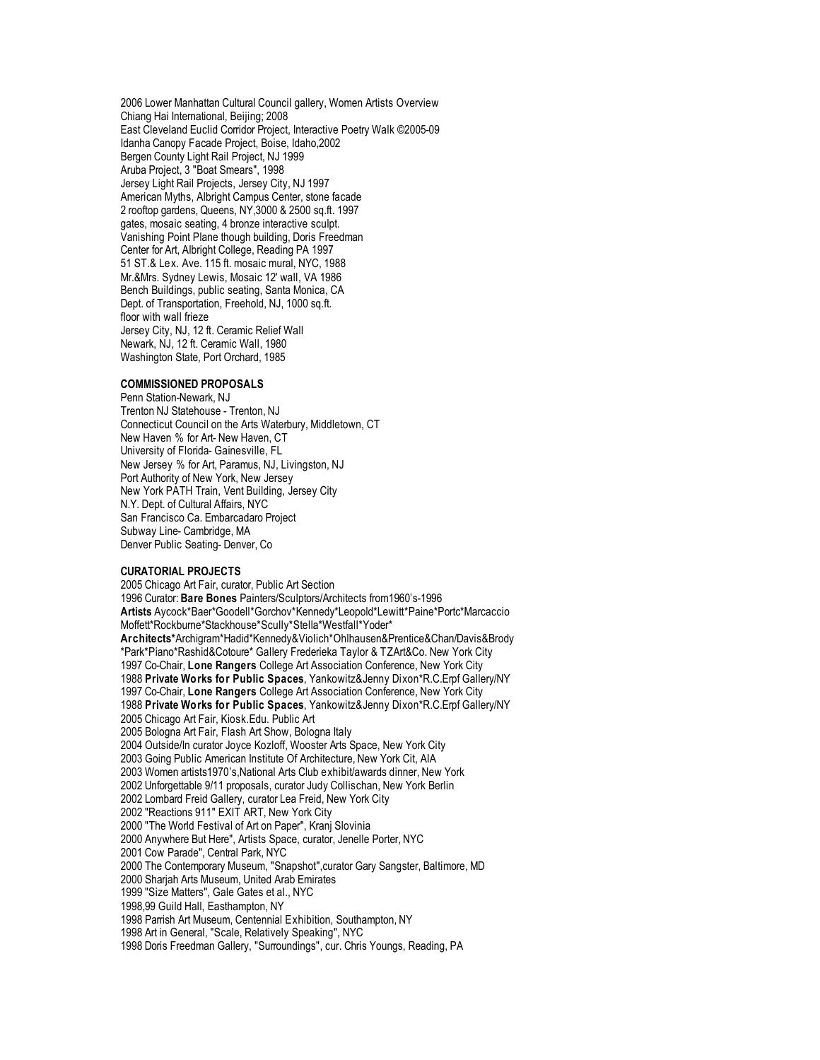2006 Lower Manhattan Cultural Council gallery, Women Artists Overview
Chiang Hai International, Beijing; 2008
East Cleveland Euclid Corridor Project, Interactive Poetry Walk ©2005-09
Idanha Canopy Facade Project, Boise, Idaho,2002
Bergen County Light Rail Project, NJ 1999
Aruba Project, 3 "Boat Smears", 1998
Jersey Light Rail Projects, Jersey City, NJ 1997
American Myths, Albright Campus Center, stone facade
2 rooftop gardens, Queens, NY,3000 & 2500 sq.ft. 1997
gates, mosaic seating, 4 bronze interactive sculpt.
Vanishing Point Plane though building, Doris Freedman
Center for Art, Albright College, Reading PA 1997
51 ST.& Lex. Ave. 115 ft. mosaic mural, NYC, 1988
Mr.&Mrs. Sydney Lewis, Mosaic 12' wall, VA 1986
Bench Buildings, public seating, Santa Monica, CA
Dept. of Transportation, Freehold, NJ, 1000 sq.ft.
floor with wall frieze
Jersey City, NJ, 12 ft. Ceramic Relief Wall
Newark, NJ, 12 ft. Ceramic Wall, 1980
Washington State, Port Orchard, 1985

**COMMISSIONED PROPOSALS**

Penn Station-Newark, NJ
Trenton NJ Statehouse - Trenton, NJ
Connecticut Council on the Arts Waterbury, Middletown, CT
New Haven % for Art- New Haven, CT
University of Florida- Gainesville, FL
New Jersey % for Art, Paramus, NJ, Livingston, NJ
Port Authority of New York, New Jersey
New York PATH Train, Vent Building, Jersey City
N.Y. Dept. of Cultural Affairs, NYC
San Francisco Ca. Embarcadaro Project
Subway Line- Cambridge, MA
Denver Public Seating- Denver, Co

**CURATORIAL PROJECTS**

2005 Chicago Art Fair, curator, Public Art Section
1996 Curator: **Bare Bones** Painters/Sculptors/Architects from1960's-1996
**Artists** Aycock*Baer*Goodell*Gorchov*Kennedy*Leopold*Lewitt*Paine*Portc*Marcaccio
Moffett*Rockburne*Stackhouse*Scully*Stella*Westfall*Yoder*
**Architects***Archigram*Hadid*Kennedy&Violich*Ohlhausen&Prentice&Chan/Davis&Brody
*Park*Piano*Rashid&Cotoure* Gallery Frederieka Taylor & TZArt&Co. New York City
1997 Co-Chair, **Lone Rangers** College Art Association Conference, New York City
1988 **Private Works for Public Spaces**, Yankowitz&Jenny Dixon*R.C.Erpf Gallery/NY
1997 Co-Chair, **Lone Rangers** College Art Association Conference, New York City
1988 **Private Works for Public Spaces**, Yankowitz&Jenny Dixon*R.C.Erpf Gallery/NY
2005 Chicago Art Fair, Kiosk.Edu. Public Art
2005 Bologna Art Fair, Flash Art Show, Bologna Italy
2004 Outside/In curator Joyce Kozloff, Wooster Arts Space, New York City
2003 Going Public American Institute Of Architecture, New York Cit, AIA
2003 Women artists1970's,National Arts Club exhibit/awards dinner, New York
2002 Unforgettable 9/11 proposals, curator Judy Collischan, New York Berlin
2002 Lombard Freid Gallery, curator Lea Freid, New York City
2002 "Reactions 911" EXIT ART, New York City
2000 "The World Festival of Art on Paper", Kranj Slovinia
2000 Anywhere But Here", Artists Space, curator, Jenelle Porter, NYC
2001 Cow Parade", Central Park, NYC
2000 The Contemporary Museum, "Snapshot",curator Gary Sangster, Baltimore, MD
2000 Sharjah Arts Museum, United Arab Emirates
1999 "Size Matters", Gale Gates et al., NYC
1998,99 Guild Hall, Easthampton, NY
1998 Parrish Art Museum, Centennial Exhibition, Southampton, NY
1998 Art in General, "Scale, Relatively Speaking", NYC
1998 Doris Freedman Gallery, "Surroundings", cur. Chris Youngs, Reading, PA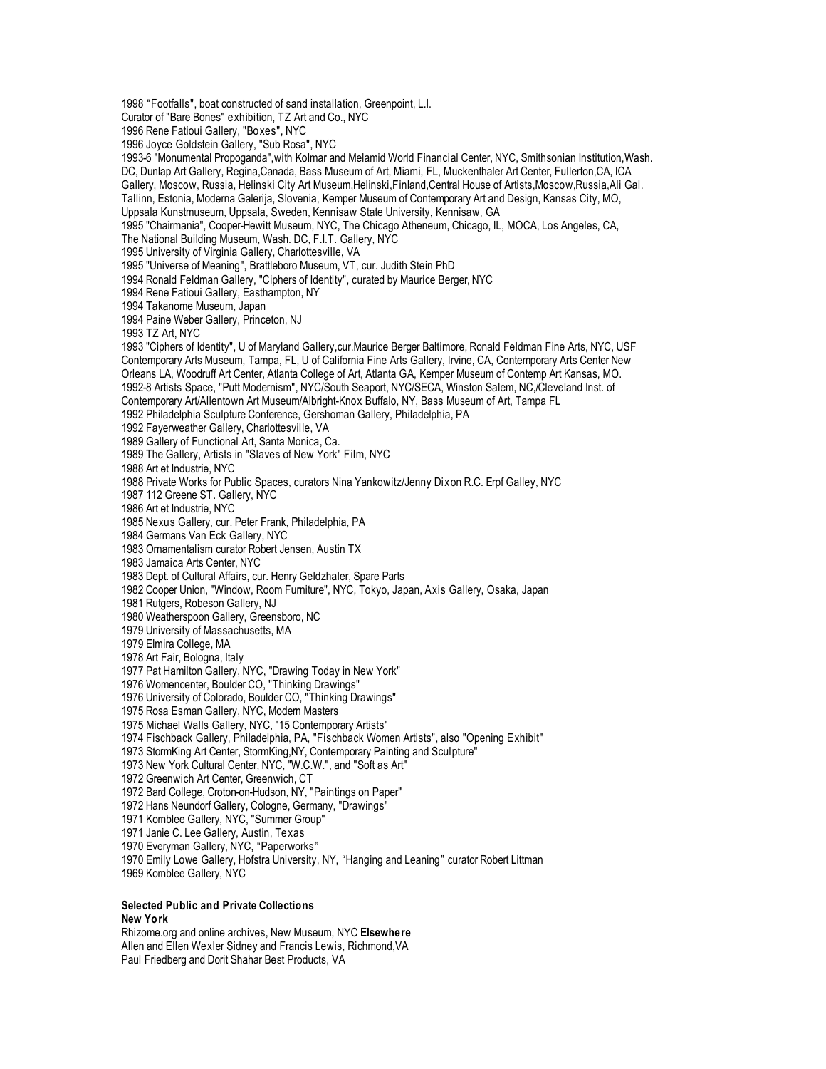1998 "Footfalls", boat constructed of sand installation, Greenpoint, L.I.  
Curator of "Bare Bones" exhibition, TZ Art and Co., NYC  
1996 Rene Fatioui Gallery, "Boxes", NYC  
1996 Joyce Goldstein Gallery, "Sub Rosa", NYC  
1993-6 "Monumental Propoganda",with Kolmar and Melamid World Financial Center, NYC, Smithsonian Institution,Wash. DC, Dunlap Art Gallery, Regina,Canada, Bass Museum of Art, Miami, FL, Muckenthaler Art Center, Fullerton,CA, ICA Gallery, Moscow, Russia, Helinski City Art Museum,Helinski,Finland,Central House of Artists,Moscow,Russia,Ali Gal. Tallinn, Estonia, Moderna Galerija, Slovenia, Kemper Museum of Contemporary Art and Design, Kansas City, MO, Uppsala Kunstmuseum, Uppsala, Sweden, Kennisaw State University, Kennisaw, GA  
1995 "Chairmania", Cooper-Hewitt Museum, NYC, The Chicago Atheneum, Chicago, IL, MOCA, Los Angeles, CA, The National Building Museum, Wash. DC, F.I.T. Gallery, NYC  
1995 University of Virginia Gallery, Charlottesville, VA  
1995 "Universe of Meaning", Brattleboro Museum, VT, cur. Judith Stein PhD  
1994 Ronald Feldman Gallery, "Ciphers of Identity", curated by Maurice Berger, NYC  
1994 Rene Fatioui Gallery, Easthampton, NY  
1994 Takanome Museum, Japan  
1994 Paine Weber Gallery, Princeton, NJ  
1993 TZ Art, NYC  
1993 "Ciphers of Identity", U of Maryland Gallery,cur.Maurice Berger Baltimore, Ronald Feldman Fine Arts, NYC, USF Contemporary Arts Museum, Tampa, FL, U of California Fine Arts Gallery, Irvine, CA, Contemporary Arts Center New Orleans LA, Woodruff Art Center, Atlanta College of Art, Atlanta GA, Kemper Museum of Contemp Art Kansas, MO.  
1992-8 Artists Space, "Putt Modernism", NYC/South Seaport, NYC/SECA, Winston Salem, NC,/Cleveland Inst. of Contemporary Art/Allentown Art Museum/Albright-Knox Buffalo, NY, Bass Museum of Art, Tampa FL  
1992 Philadelphia Sculpture Conference, Gershoman Gallery, Philadelphia, PA  
1992 Fayerweather Gallery, Charlottesville, VA  
1989 Gallery of Functional Art, Santa Monica, Ca.  
1989 The Gallery, Artists in "Slaves of New York" Film, NYC  
1988 Art et Industrie, NYC  
1988 Private Works for Public Spaces, curators Nina Yankowitz/Jenny Dixon R.C. Erpf Galley, NYC  
1987 112 Greene ST. Gallery, NYC  
1986 Art et Industrie, NYC  
1985 Nexus Gallery, cur. Peter Frank, Philadelphia, PA  
1984 Germans Van Eck Gallery, NYC  
1983 Ornamentalism curator Robert Jensen, Austin TX  
1983 Jamaica Arts Center, NYC  
1983 Dept. of Cultural Affairs, cur. Henry Geldzhaler, Spare Parts  
1982 Cooper Union, "Window, Room Furniture", NYC, Tokyo, Japan, Axis Gallery, Osaka, Japan  
1981 Rutgers, Robeson Gallery, NJ  
1980 Weatherspoon Gallery, Greensboro, NC  
1979 University of Massachusetts, MA  
1979 Elmira College, MA  
1978 Art Fair, Bologna, Italy  
1977 Pat Hamilton Gallery, NYC, "Drawing Today in New York"  
1976 Womencenter, Boulder CO, "Thinking Drawings"  
1976 University of Colorado, Boulder CO, "Thinking Drawings"  
1975 Rosa Esman Gallery, NYC, Modern Masters  
1975 Michael Walls Gallery, NYC, "15 Contemporary Artists"  
1974 Fischback Gallery, Philadelphia, PA, "Fischback Women Artists", also "Opening Exhibit"  
1973 StormKing Art Center, StormKing,NY, Contemporary Painting and Sculpture"  
1973 New York Cultural Center, NYC, "W.C.W.", and "Soft as Art"  
1972 Greenwich Art Center, Greenwich, CT  
1972 Bard College, Croton-on-Hudson, NY, "Paintings on Paper"  
1972 Hans Neundorf Gallery, Cologne, Germany, "Drawings"  
1971 Kornblee Gallery, NYC, "Summer Group"  
1971 Janie C. Lee Gallery, Austin, Texas  
1970 Everyman Gallery, NYC, "Paperworks"  
1970 Emily Lowe Gallery, Hofstra University, NY, "Hanging and Leaning" curator Robert Littman  
1969 Kornblee Gallery, NYC

**Selected Public and Private Collections**

**New York**

Rhizome.org and online archives, New Museum, NYC **Elsewhere**

Allen and Ellen Wexler Sidney and Francis Lewis, Richmond,VA  
Paul Friedberg and Dorit Shahar Best Products, VA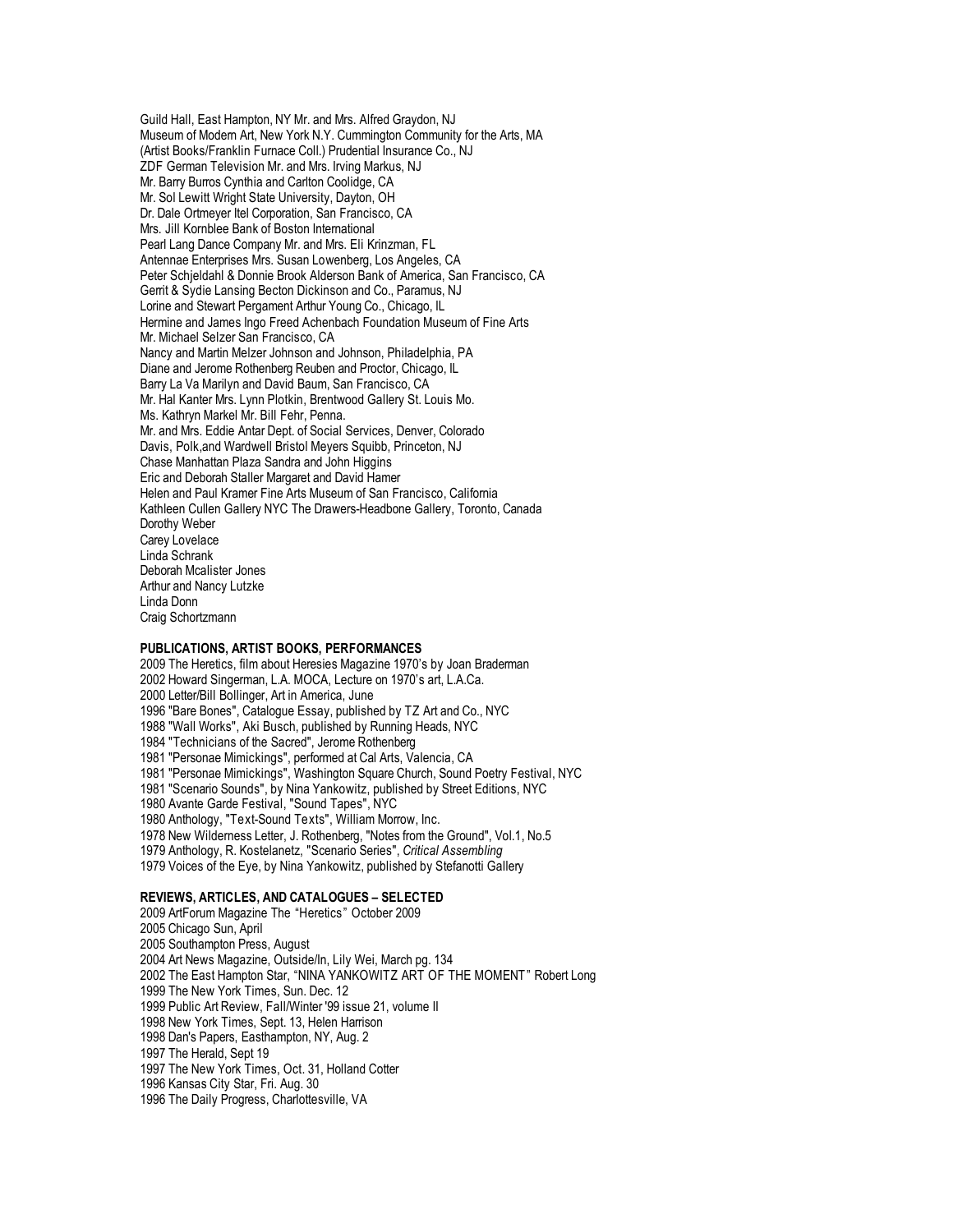Guild Hall, East Hampton, NY Mr. and Mrs. Alfred Graydon, NJ
Museum of Modern Art, New York N.Y. Cummington Community for the Arts, MA
(Artist Books/Franklin Furnace Coll.) Prudential Insurance Co., NJ
ZDF German Television Mr. and Mrs. Irving Markus, NJ
Mr. Barry Burros Cynthia and Carlton Coolidge, CA
Mr. Sol Lewitt Wright State University, Dayton, OH
Dr. Dale Ortmeyer Itel Corporation, San Francisco, CA
Mrs. Jill Kornblee Bank of Boston International
Pearl Lang Dance Company Mr. and Mrs. Eli Krinzman, FL
Antennae Enterprises Mrs. Susan Lowenberg, Los Angeles, CA
Peter Schjeldahl & Donnie Brook Alderson Bank of America, San Francisco, CA
Gerrit & Sydie Lansing Becton Dickinson and Co., Paramus, NJ
Lorine and Stewart Pergament Arthur Young Co., Chicago, IL
Hermine and James Ingo Freed Achenbach Foundation Museum of Fine Arts
Mr. Michael Selzer San Francisco, CA
Nancy and Martin Melzer Johnson and Johnson, Philadelphia, PA
Diane and Jerome Rothenberg Reuben and Proctor, Chicago, IL
Barry La Va Marilyn and David Baum, San Francisco, CA
Mr. Hal Kanter Mrs. Lynn Plotkin, Brentwood Gallery St. Louis Mo.
Ms. Kathryn Markel Mr. Bill Fehr, Penna.
Mr. and Mrs. Eddie Antar Dept. of Social Services, Denver, Colorado
Davis, Polk,and Wardwell Bristol Meyers Squibb, Princeton, NJ
Chase Manhattan Plaza Sandra and John Higgins
Eric and Deborah Staller Margaret and David Hamer
Helen and Paul Kramer Fine Arts Museum of San Francisco, California
Kathleen Cullen Gallery NYC The Drawers-Headbone Gallery, Toronto, Canada
Dorothy Weber
Carey Lovelace
Linda Schrank
Deborah Mcalister Jones
Arthur and Nancy Lutzke
Linda Donn
Craig Schortzmann

**PUBLICATIONS, ARTIST BOOKS, PERFORMANCES**

2009 The Heretics, film about Heresies Magazine 1970's by Joan Braderman
2002 Howard Singerman, L.A. MOCA, Lecture on 1970's art, L.A.Ca.
2000 Letter/Bill Bollinger, Art in America, June
1996 "Bare Bones", Catalogue Essay, published by TZ Art and Co., NYC
1988 "Wall Works", Aki Busch, published by Running Heads, NYC
1984 "Technicians of the Sacred", Jerome Rothenberg
1981 "Personae Mimickings", performed at Cal Arts, Valencia, CA
1981 "Personae Mimickings", Washington Square Church, Sound Poetry Festival, NYC
1981 "Scenario Sounds", by Nina Yankowitz, published by Street Editions, NYC
1980 Avante Garde Festival, "Sound Tapes", NYC
1980 Anthology, "Text-Sound Texts", William Morrow, Inc.
1978 New Wilderness Letter, J. Rothenberg, "Notes from the Ground", Vol.1, No.5
1979 Anthology, R. Kostelanetz, "Scenario Series", *Critical Assembling*
1979 Voices of the Eye, by Nina Yankowitz, published by Stefanotti Gallery

**REVIEWS, ARTICLES, AND CATALOGUES – SELECTED**

2009 ArtForum Magazine The "Heretics" October 2009
2005 Chicago Sun, April
2005 Southampton Press, August
2004 Art News Magazine, Outside/In, Lily Wei, March pg. 134
2002 The East Hampton Star, "NINA YANKOWITZ ART OF THE MOMENT" Robert Long
1999 The New York Times, Sun. Dec. 12
1999 Public Art Review, Fall/Winter '99 issue 21, volume II
1998 New York Times, Sept. 13, Helen Harrison
1998 Dan's Papers, Easthampton, NY, Aug. 2
1997 The Herald, Sept 19
1997 The New York Times, Oct. 31, Holland Cotter
1996 Kansas City Star, Fri. Aug. 30
1996 The Daily Progress, Charlottesville, VA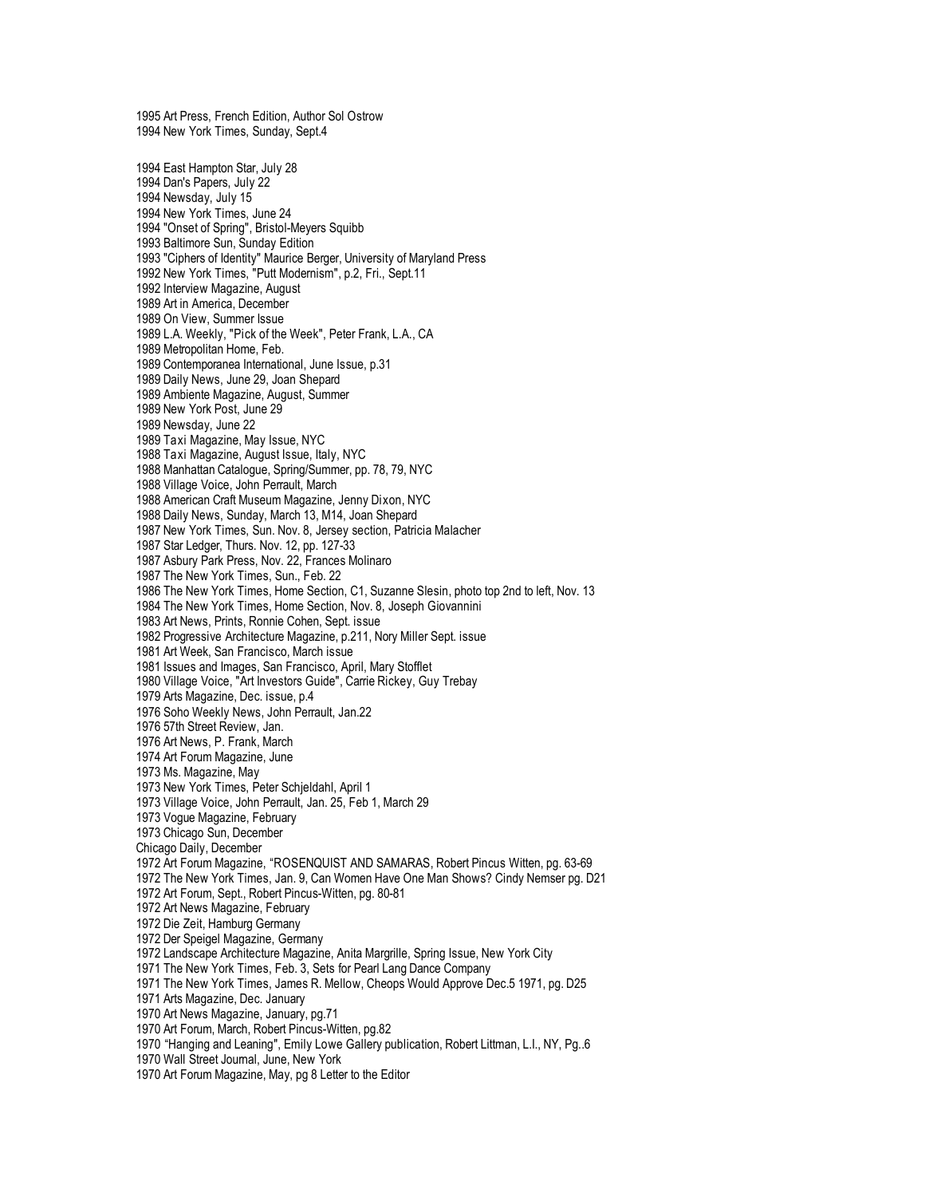1995 Art Press, French Edition, Author Sol Ostrow
1994 New York Times, Sunday, Sept.4

1994 East Hampton Star, July 28
1994 Dan's Papers, July 22
1994 Newsday, July 15
1994 New York Times, June 24
1994 "Onset of Spring", Bristol-Meyers Squibb
1993 Baltimore Sun, Sunday Edition
1993 "Ciphers of Identity" Maurice Berger, University of Maryland Press
1992 New York Times, "Putt Modernism", p.2, Fri., Sept.11
1992 Interview Magazine, August
1989 Art in America, December
1989 On View, Summer Issue
1989 L.A. Weekly, "Pick of the Week", Peter Frank, L.A., CA
1989 Metropolitan Home, Feb.
1989 Contemporanea International, June Issue, p.31
1989 Daily News, June 29, Joan Shepard
1989 Ambiente Magazine, August, Summer
1989 New York Post, June 29
1989 Newsday, June 22
1989 Taxi Magazine, May Issue, NYC
1988 Taxi Magazine, August Issue, Italy, NYC
1988 Manhattan Catalogue, Spring/Summer, pp. 78, 79, NYC
1988 Village Voice, John Perrault, March
1988 American Craft Museum Magazine, Jenny Dixon, NYC
1988 Daily News, Sunday, March 13, M14, Joan Shepard
1987 New York Times, Sun. Nov. 8, Jersey section, Patricia Malacher
1987 Star Ledger, Thurs. Nov. 12, pp. 127-33
1987 Asbury Park Press, Nov. 22, Frances Molinaro
1987 The New York Times, Sun., Feb. 22
1986 The New York Times, Home Section, C1, Suzanne Slesin, photo top 2nd to left, Nov. 13
1984 The New York Times, Home Section, Nov. 8, Joseph Giovannini
1983 Art News, Prints, Ronnie Cohen, Sept. issue
1982 Progressive Architecture Magazine, p.211, Nory Miller Sept. issue
1981 Art Week, San Francisco, March issue
1981 Issues and Images, San Francisco, April, Mary Stofflet
1980 Village Voice, "Art Investors Guide", Carrie Rickey, Guy Trebay
1979 Arts Magazine, Dec. issue, p.4
1976 Soho Weekly News, John Perrault, Jan.22
1976 57th Street Review, Jan.
1976 Art News, P. Frank, March
1974 Art Forum Magazine, June
1973 Ms. Magazine, May
1973 New York Times, Peter Schjeldahl, April 1
1973 Village Voice, John Perrault, Jan. 25, Feb 1, March 29
1973 Vogue Magazine, February
1973 Chicago Sun, December
Chicago Daily, December
1972 Art Forum Magazine, "ROSENQUIST AND SAMARAS, Robert Pincus Witten, pg. 63-69
1972 The New York Times, Jan. 9, Can Women Have One Man Shows? Cindy Nemser pg. D21
1972 Art Forum, Sept., Robert Pincus-Witten, pg. 80-81
1972 Art News Magazine, February
1972 Die Zeit, Hamburg Germany
1972 Der Speigel Magazine, Germany
1972 Landscape Architecture Magazine, Anita Margrille, Spring Issue, New York City
1971 The New York Times, Feb. 3, Sets for Pearl Lang Dance Company
1971 The New York Times, James R. Mellow, Cheops Would Approve Dec.5 1971, pg. D25
1971 Arts Magazine, Dec. January
1970 Art News Magazine, January, pg.71
1970 Art Forum, March, Robert Pincus-Witten, pg.82
1970 "Hanging and Leaning", Emily Lowe Gallery publication, Robert Littman, L.I., NY, Pg..6
1970 Wall Street Journal, June, New York
1970 Art Forum Magazine, May, pg 8 Letter to the Editor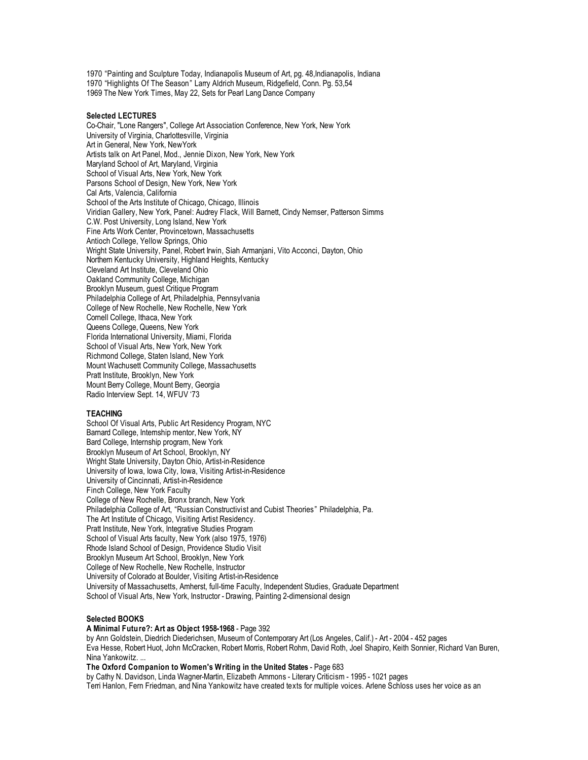1970 "Painting and Sculpture Today, Indianapolis Museum of Art, pg. 48,Indianapolis, Indiana
1970 "Highlights Of The Season" Larry Aldrich Museum, Ridgefield, Conn. Pg. 53,54
1969 The New York Times, May 22, Sets for Pearl Lang Dance Company

**Selected LECTURES**

Co-Chair, "Lone Rangers", College Art Association Conference, New York, New York
University of Virginia, Charlottesville, Virginia
Art in General, New York, NewYork
Artists talk on Art Panel, Mod., Jennie Dixon, New York, New York
Maryland School of Art, Maryland, Virginia
School of Visual Arts, New York, New York
Parsons School of Design, New York, New York
Cal Arts, Valencia, California
School of the Arts Institute of Chicago, Chicago, Illinois
Viridian Gallery, New York, Panel: Audrey Flack, Will Barnett, Cindy Nemser, Patterson Simms
C.W. Post University, Long Island, New York
Fine Arts Work Center, Provincetown, Massachusetts
Antioch College, Yellow Springs, Ohio
Wright State University, Panel, Robert Irwin, Siah Armanjani, Vito Acconci, Dayton, Ohio
Northern Kentucky University, Highland Heights, Kentucky
Cleveland Art Institute, Cleveland Ohio
Oakland Community College, Michigan
Brooklyn Museum, guest Critique Program
Philadelphia College of Art, Philadelphia, Pennsylvania
College of New Rochelle, New Rochelle, New York
Cornell College, Ithaca, New York
Queens College, Queens, New York
Florida International University, Miami, Florida
School of Visual Arts, New York, New York
Richmond College, Staten Island, New York
Mount Wachusett Community College, Massachusetts
Pratt Institute, Brooklyn, New York
Mount Berry College, Mount Berry, Georgia
Radio Interview Sept. 14, WFUV '73

**TEACHING**

School Of Visual Arts, Public Art Residency Program, NYC
Barnard College, Internship mentor, New York, NY
Bard College, Internship program, New York
Brooklyn Museum of Art School, Brooklyn, NY
Wright State University, Dayton Ohio, Artist-in-Residence
University of Iowa, Iowa City, Iowa, Visiting Artist-in-Residence
University of Cincinnati, Artist-in-Residence
Finch College, New York Faculty
College of New Rochelle, Bronx branch, New York
Philadelphia College of Art, "Russian Constructivist and Cubist Theories" Philadelphia, Pa.
The Art Institute of Chicago, Visiting Artist Residency.
Pratt Institute, New York, Integrative Studies Program
School of Visual Arts faculty, New York (also 1975, 1976)
Rhode Island School of Design, Providence Studio Visit
Brooklyn Museum Art School, Brooklyn, New York
College of New Rochelle, New Rochelle, Instructor
University of Colorado at Boulder, Visiting Artist-in-Residence
University of Massachusetts, Amherst, full-time Faculty, Independent Studies, Graduate Department
School of Visual Arts, New York, Instructor - Drawing, Painting 2-dimensional design

**Selected BOOKS**

**A Minimal Future?: Art as Object 1958-1968** - Page 392
by Ann Goldstein, Diedrich Diederichsen, Museum of Contemporary Art (Los Angeles, Calif.) - Art - 2004 - 452 pages
Eva Hesse, Robert Huot, John McCracken, Robert Morris, Robert Rohm, David Roth, Joel Shapiro, Keith Sonnier, Richard Van Buren, Nina Yankowitz. ...

**The Oxford Companion to Women's Writing in the United States** - Page 683
by Cathy N. Davidson, Linda Wagner-Martin, Elizabeth Ammons - Literary Criticism - 1995 - 1021 pages
Terri Hanlon, Fern Friedman, and Nina Yankowitz have created texts for multiple voices. Arlene Schloss uses her voice as an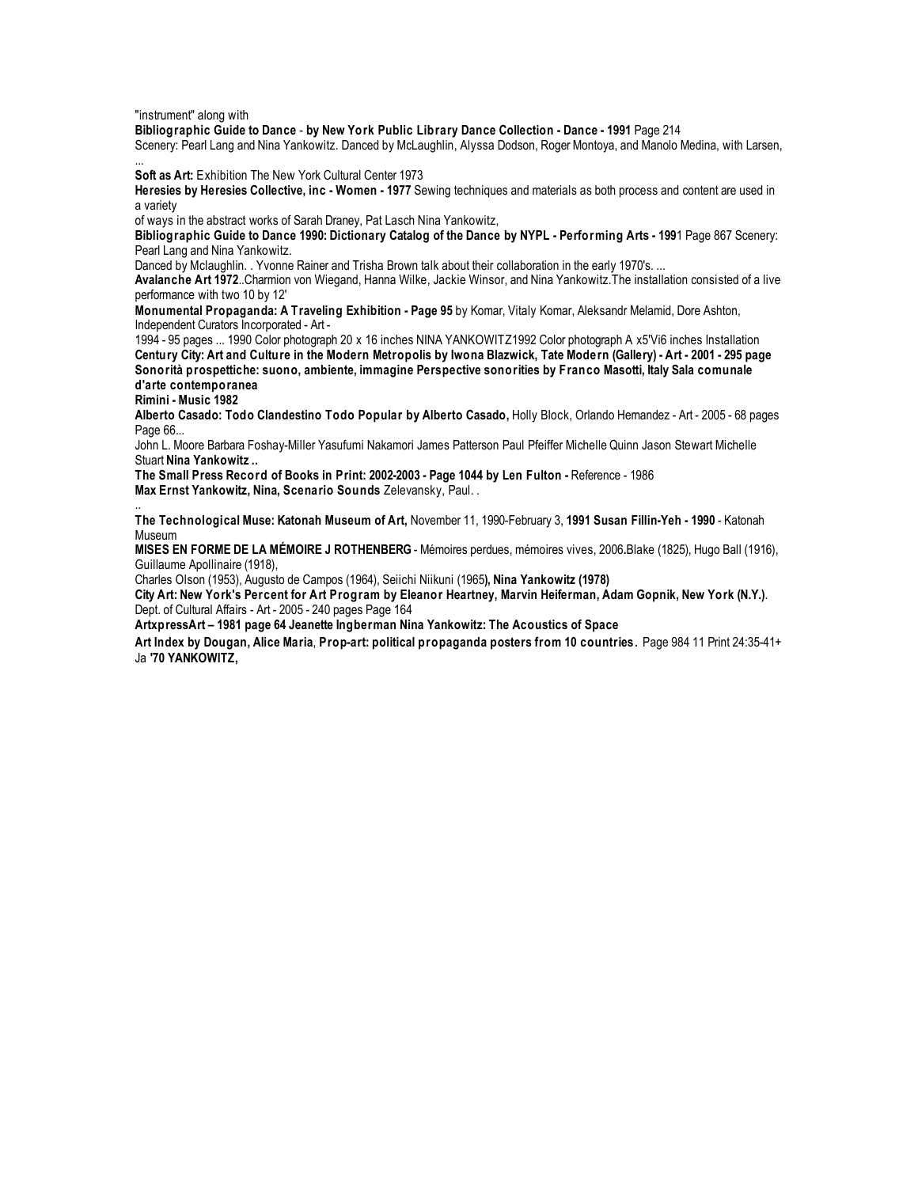"instrument" along with

**Bibliographic Guide to Dance** - **by New York Public Library Dance Collection - Dance - 1991** Page 214

Scenery: Pearl Lang and Nina Yankowitz. Danced by McLaughlin, Alyssa Dodson, Roger Montoya, and Manolo Medina, with Larsen, ...

**Soft as Art:** Exhibition The New York Cultural Center 1973

**Heresies by Heresies Collective, inc - Women - 1977** Sewing techniques and materials as both process and content are used in a variety of ways in the abstract works of Sarah Draney, Pat Lasch Nina Yankowitz,

**Bibliographic Guide to Dance 1990: Dictionary Catalog of the Dance by NYPL - Performing Arts - 199**1 Page 867 Scenery: Pearl Lang and Nina Yankowitz.

Danced by Mclaughlin. . Yvonne Rainer and Trisha Brown talk about their collaboration in the early 1970's. ...

**Avalanche Art 1972**..Charmion von Wiegand, Hanna Wilke, Jackie Winsor, and Nina Yankowitz.The installation consisted of a live performance with two 10 by 12'

**Monumental Propaganda: A Traveling Exhibition - Page 95** by Komar, Vitaly Komar, Aleksandr Melamid, Dore Ashton, Independent Curators Incorporated - Art -

1994 - 95 pages ... 1990 Color photograph 20 x 16 inches NINA YANKOWITZ1992 Color photograph A x5'Vi6 inches Installation

**Century City: Art and Culture in the Modern Metropolis by Iwona Blazwick, Tate Modern (Gallery) - Art - 2001 - 295 page**

**Sonorità prospettiche: suono, ambiente, immagine Perspective sonorities by Franco Masotti, Italy Sala comunale d'arte contemporanea**

**Rimini - Music 1982**

**Alberto Casado: Todo Clandestino Todo Popular by Alberto Casado,** Holly Block, Orlando Hernandez - Art - 2005 - 68 pages Page 66...

John L. Moore Barbara Foshay-Miller Yasufumi Nakamori James Patterson Paul Pfeiffer Michelle Quinn Jason Stewart Michelle Stuart **Nina Yankowitz ..**

**The Small Press Record of Books in Print: 2002-2003 - Page 1044 by Len Fulton -** Reference - 1986

**Max Ernst Yankowitz, Nina, Scenario Sounds** Zelevansky, Paul. .

..

**The Technological Muse: Katonah Museum of Art,** November 11, 1990-February 3, **1991 Susan Fillin-Yeh - 1990** - Katonah Museum

**MISES EN FORME DE LA MÉMOIRE J ROTHENBERG** - Mémoires perdues, mémoires vives, 2006**.**Blake (1825), Hugo Ball (1916), Guillaume Apollinaire (1918),

Charles Olson (1953), Augusto de Campos (1964), Seiichi Niikuni (1965**), Nina Yankowitz (1978)**

**City Art: New York's Percent for Art Program by Eleanor Heartney, Marvin Heiferman, Adam Gopnik, New York (N.Y.)**. Dept. of Cultural Affairs - Art - 2005 - 240 pages Page 164

**ArtxpressArt – 1981 page 64 Jeanette Ingberman Nina Yankowitz: The Acoustics of Space**

**Art Index by Dougan, Alice Maria**, **Prop-art: political propaganda posters from 10 countries**. Page 984 11 Print 24:35-41+ Ja **'70 YANKOWITZ,**